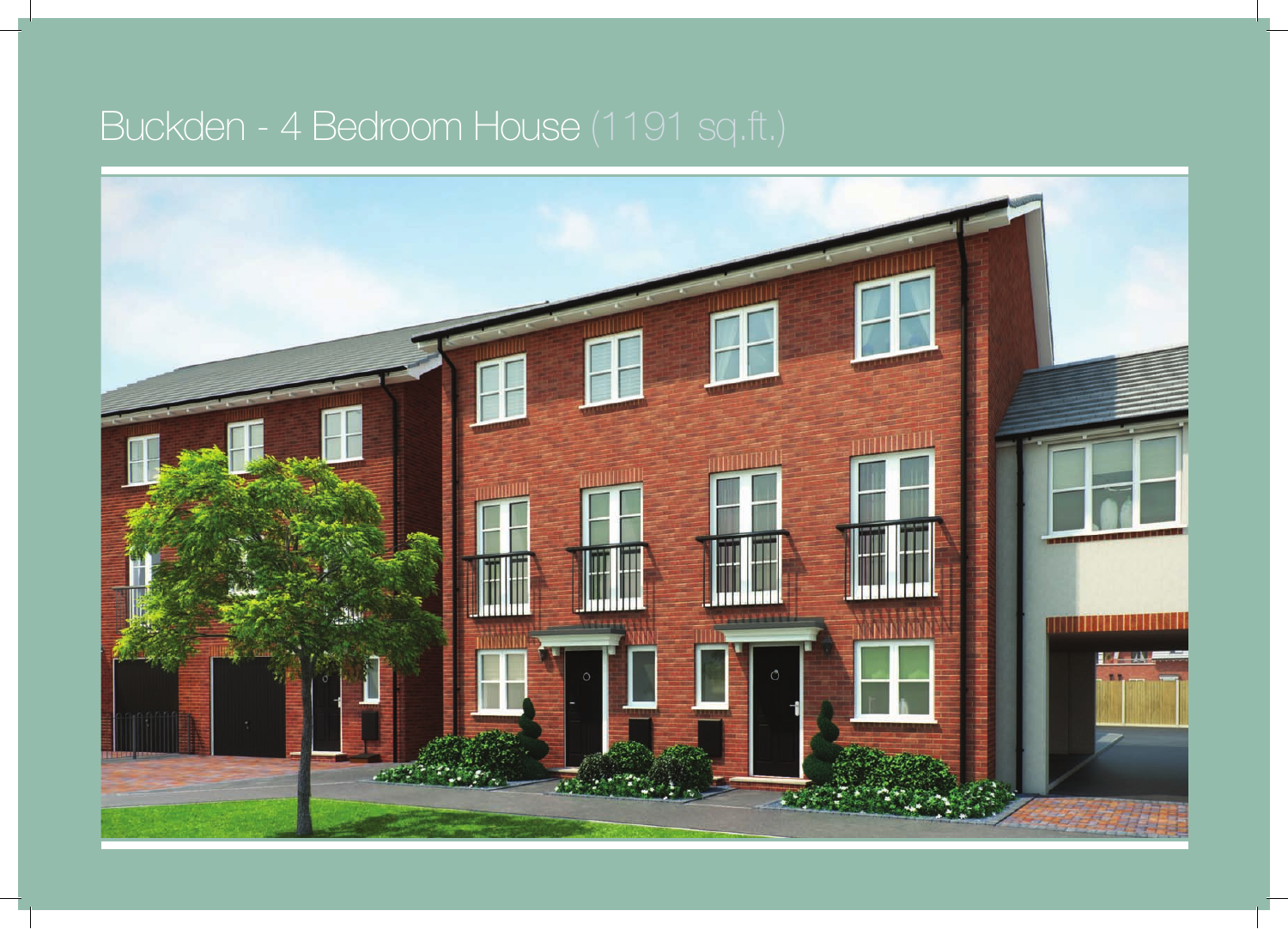# Buckden - 4 Bedroom House (1191 sq.ft.)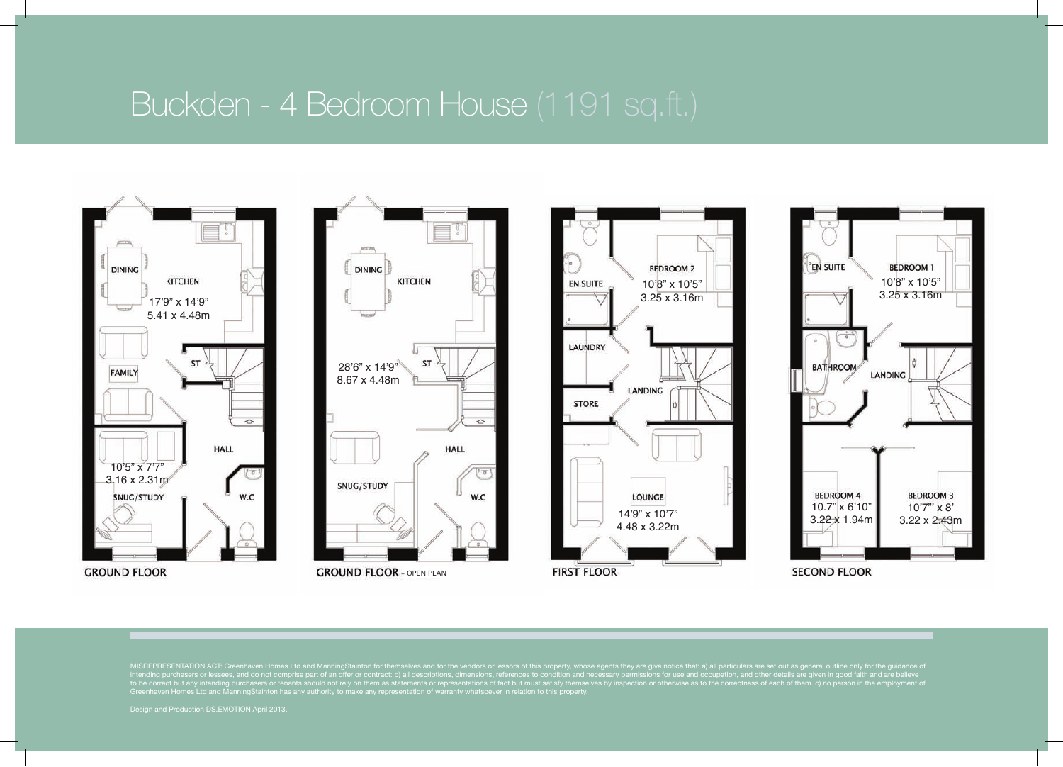# Buckden - 4 Bedroom House (1191 sq.ft.)

DINING
KITCHEN
17'9" x 14'9"
5.41 x 4.48m
FAMILY
ST
HALL
10'5" x 7'7"
3.16 x 2.31m
SNUG/STUDY
W.C

**GROUND FLOOR**

DINING
KITCHEN
28'6" x 14'9"
8.67 x 4.48m
ST
HALL
SNUG/STUDY
W.C

**GROUND FLOOR** – OPEN PLAN

EN SUITE
BEDROOM 2
10'8" x 10'5"
3.25 x 3.16m
LAUNDRY
LANDING
STORE
LOUNGE
14'9" x 10'7"
4.48 x 3.22m

**FIRST FLOOR**

EN SUITE
BEDROOM 1
10'8" x 10'5"
3.25 x 3.16m
BATHROOM
LANDING
BEDROOM 4
10.7" x 6'10"
3.22 x 1.94m
BEDROOM 3
10'7"' x 8'
3.22 x 2.43m

**SECOND FLOOR**

MISREPRESENTATION ACT: Greenhaven Homes Ltd and ManningStainton for themselves and for the vendors or lessors of this property, whose agents they are give notice that: a) all particulars are set out as general outline only for the guidance of intending purchasers or lessees, and do not comprise part of an offer or contract: b) all descriptions, dimensions, references to condition and necessary permissions for use and occupation, and other details are given in good faith and are believe to be correct but any intending purchasers or tenants should not rely on them as statements or representations of fact but must satisfy themselves by inspection or otherwise as to the correctness of each of them. c) no person in the employment of Greenhaven Homes Ltd and ManningStainton has any authority to make any representation of warranty whatsoever in relation to this property.

Design and Production DS.EMOTION April 2013.